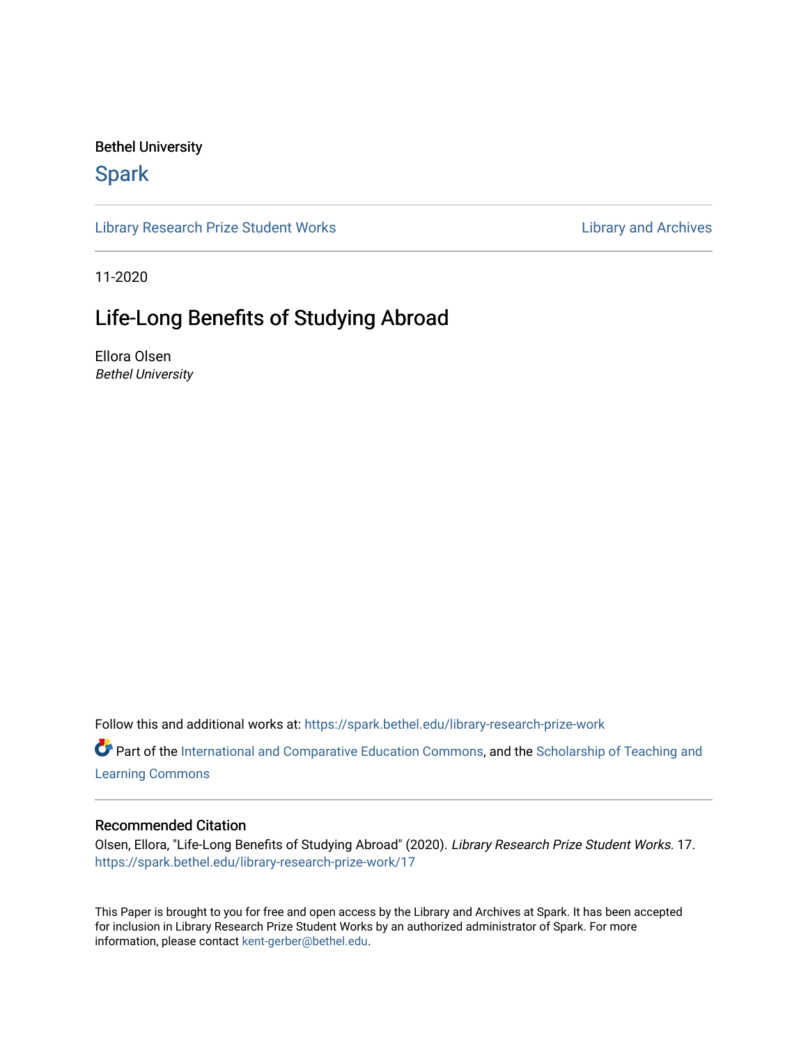Bethel University

# Spark

Library Research Prize Student Works | Library and Archives

11-2020

## Life-Long Benefits of Studying Abroad

Ellora Olsen
*Bethel University*

Follow this and additional works at: https://spark.bethel.edu/library-research-prize-work

Part of the International and Comparative Education Commons, and the Scholarship of Teaching and Learning Commons

### Recommended Citation

Olsen, Ellora, "Life-Long Benefits of Studying Abroad" (2020). *Library Research Prize Student Works*. 17.
https://spark.bethel.edu/library-research-prize-work/17

This Paper is brought to you for free and open access by the Library and Archives at Spark. It has been accepted for inclusion in Library Research Prize Student Works by an authorized administrator of Spark. For more information, please contact kent-gerber@bethel.edu.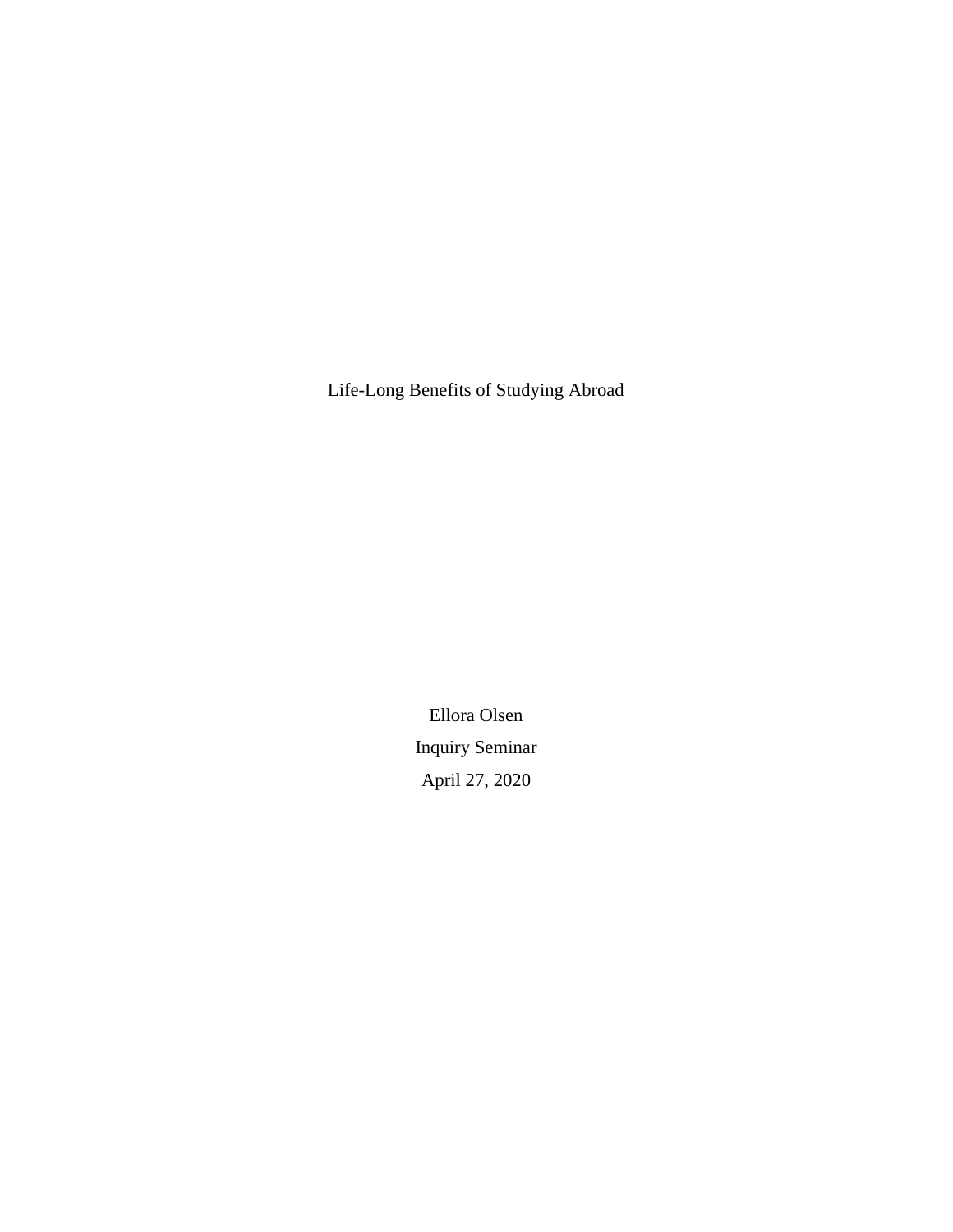# Life-Long Benefits of Studying Abroad

Ellora Olsen

Inquiry Seminar

April 27, 2020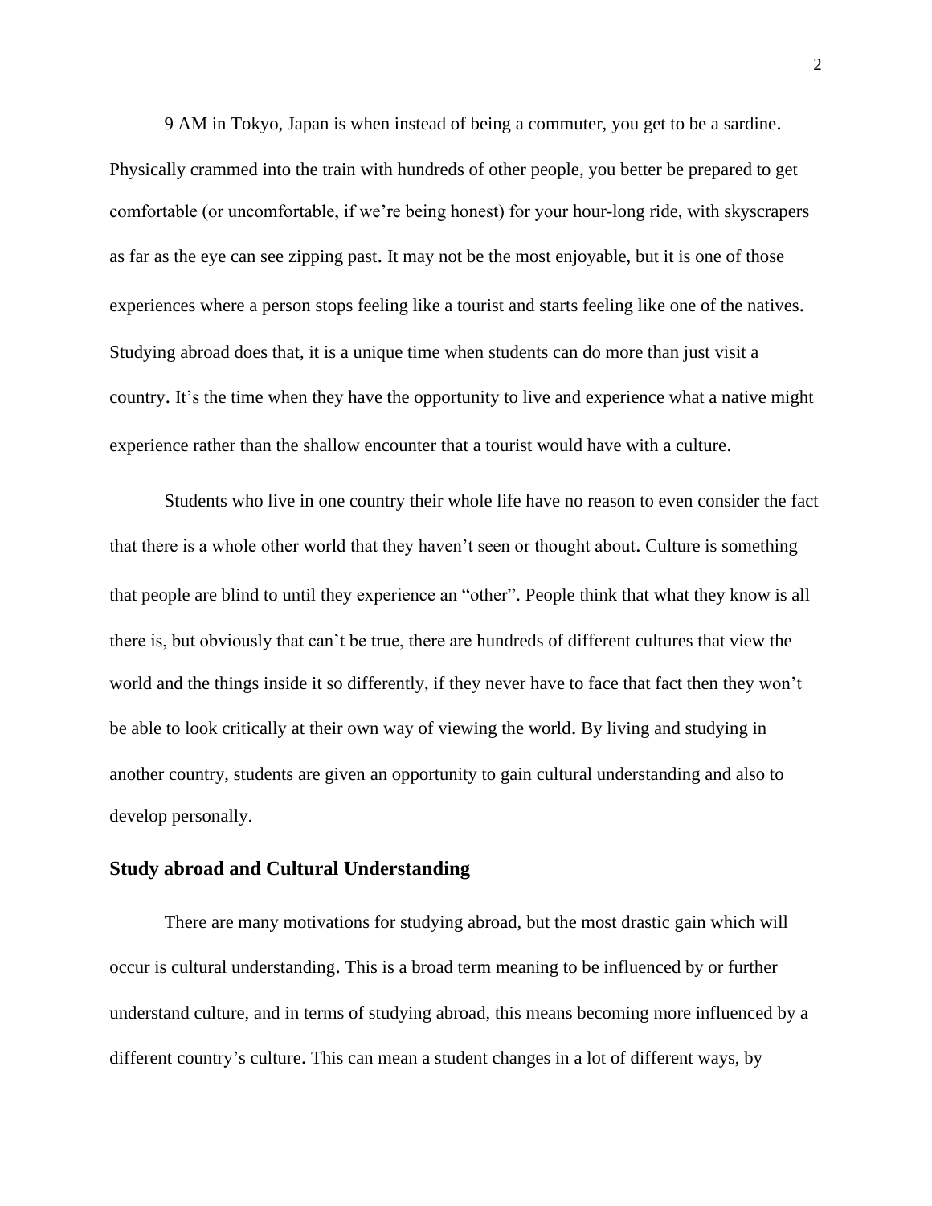9 AM in Tokyo, Japan is when instead of being a commuter, you get to be a sardine. Physically crammed into the train with hundreds of other people, you better be prepared to get comfortable (or uncomfortable, if we're being honest) for your hour-long ride, with skyscrapers as far as the eye can see zipping past. It may not be the most enjoyable, but it is one of those experiences where a person stops feeling like a tourist and starts feeling like one of the natives. Studying abroad does that, it is a unique time when students can do more than just visit a country. It's the time when they have the opportunity to live and experience what a native might experience rather than the shallow encounter that a tourist would have with a culture.

Students who live in one country their whole life have no reason to even consider the fact that there is a whole other world that they haven't seen or thought about. Culture is something that people are blind to until they experience an "other". People think that what they know is all there is, but obviously that can't be true, there are hundreds of different cultures that view the world and the things inside it so differently, if they never have to face that fact then they won't be able to look critically at their own way of viewing the world. By living and studying in another country, students are given an opportunity to gain cultural understanding and also to develop personally.

## Study abroad and Cultural Understanding

There are many motivations for studying abroad, but the most drastic gain which will occur is cultural understanding. This is a broad term meaning to be influenced by or further understand culture, and in terms of studying abroad, this means becoming more influenced by a different country's culture. This can mean a student changes in a lot of different ways, by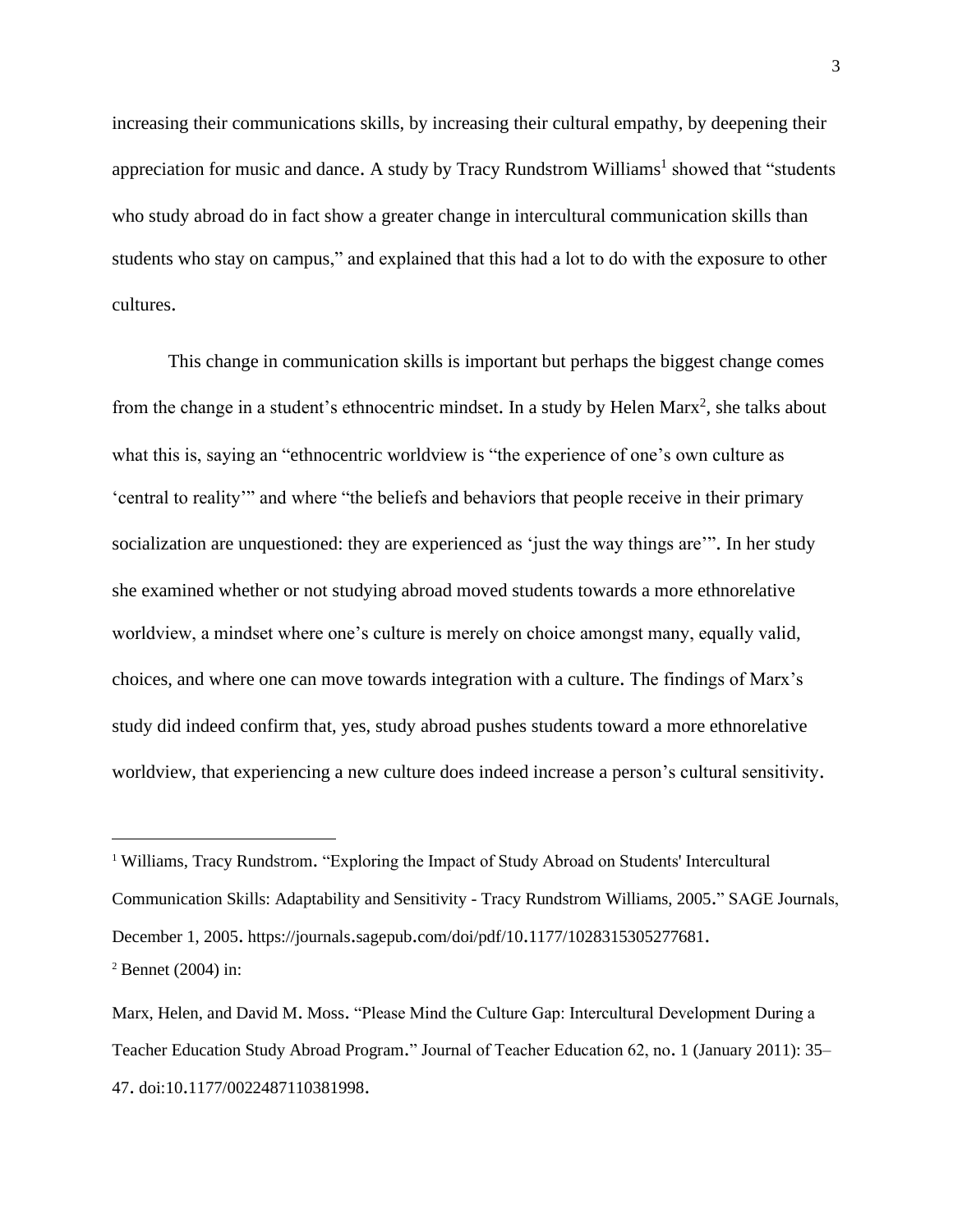increasing their communications skills, by increasing their cultural empathy, by deepening their appreciation for music and dance. A study by Tracy Rundstrom Williams[1] showed that "students who study abroad do in fact show a greater change in intercultural communication skills than students who stay on campus," and explained that this had a lot to do with the exposure to other cultures.

This change in communication skills is important but perhaps the biggest change comes from the change in a student's ethnocentric mindset. In a study by Helen Marx[2], she talks about what this is, saying an "ethnocentric worldview is "the experience of one's own culture as 'central to reality'" and where "the beliefs and behaviors that people receive in their primary socialization are unquestioned: they are experienced as 'just the way things are'". In her study she examined whether or not studying abroad moved students towards a more ethnorelative worldview, a mindset where one's culture is merely on choice amongst many, equally valid, choices, and where one can move towards integration with a culture. The findings of Marx's study did indeed confirm that, yes, study abroad pushes students toward a more ethnorelative worldview, that experiencing a new culture does indeed increase a person's cultural sensitivity.

---

[1] Williams, Tracy Rundstrom. "Exploring the Impact of Study Abroad on Students' Intercultural Communication Skills: Adaptability and Sensitivity - Tracy Rundstrom Williams, 2005." SAGE Journals, December 1, 2005. https://journals.sagepub.com/doi/pdf/10.1177/1028315305277681.

[2] Bennet (2004) in:

Marx, Helen, and David M. Moss. "Please Mind the Culture Gap: Intercultural Development During a Teacher Education Study Abroad Program." Journal of Teacher Education 62, no. 1 (January 2011): 35–47. doi:10.1177/0022487110381998.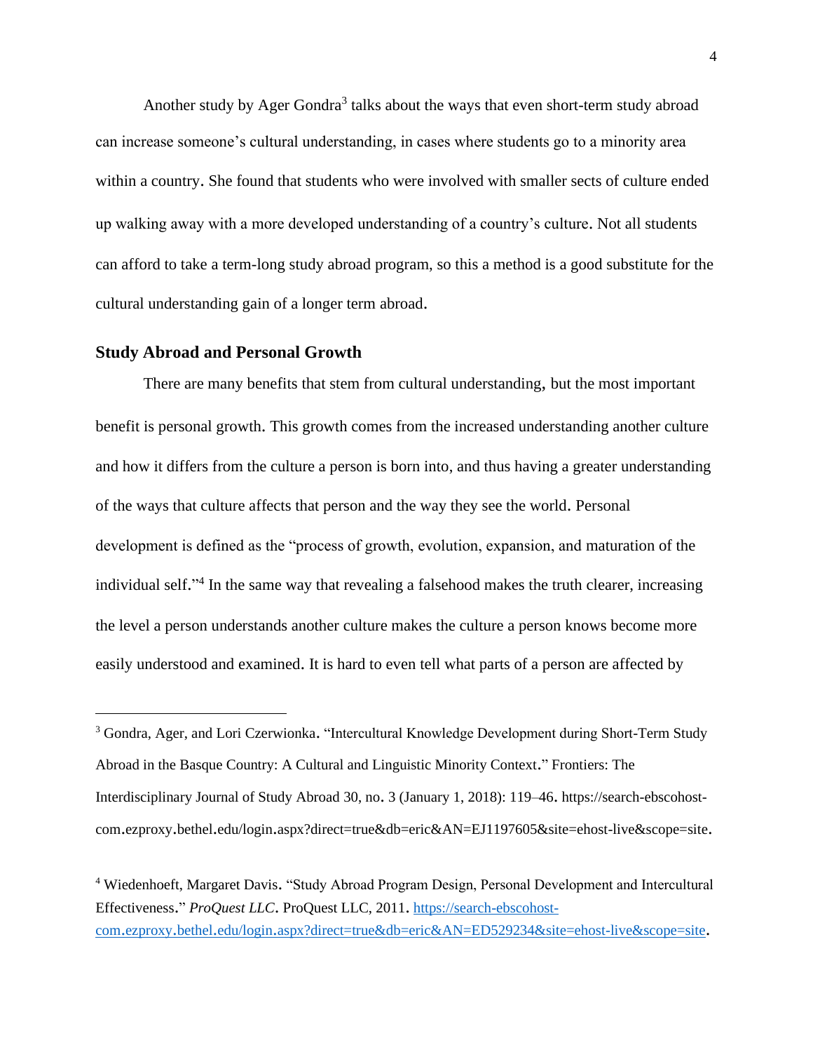Another study by Ager Gondra[3] talks about the ways that even short-term study abroad can increase someone's cultural understanding, in cases where students go to a minority area within a country. She found that students who were involved with smaller sects of culture ended up walking away with a more developed understanding of a country's culture. Not all students can afford to take a term-long study abroad program, so this a method is a good substitute for the cultural understanding gain of a longer term abroad.

### Study Abroad and Personal Growth

There are many benefits that stem from cultural understanding, but the most important benefit is personal growth. This growth comes from the increased understanding another culture and how it differs from the culture a person is born into, and thus having a greater understanding of the ways that culture affects that person and the way they see the world. Personal development is defined as the "process of growth, evolution, expansion, and maturation of the individual self."[4] In the same way that revealing a falsehood makes the truth clearer, increasing the level a person understands another culture makes the culture a person knows become more easily understood and examined. It is hard to even tell what parts of a person are affected by

---

[3] Gondra, Ager, and Lori Czerwionka. "Intercultural Knowledge Development during Short-Term Study Abroad in the Basque Country: A Cultural and Linguistic Minority Context." Frontiers: The Interdisciplinary Journal of Study Abroad 30, no. 3 (January 1, 2018): 119–46. https://search-ebscohost-com.ezproxy.bethel.edu/login.aspx?direct=true&db=eric&AN=EJ1197605&site=ehost-live&scope=site.

[4] Wiedenhoeft, Margaret Davis. "Study Abroad Program Design, Personal Development and Intercultural Effectiveness." *ProQuest LLC*. ProQuest LLC, 2011. https://search-ebscohost-com.ezproxy.bethel.edu/login.aspx?direct=true&db=eric&AN=ED529234&site=ehost-live&scope=site.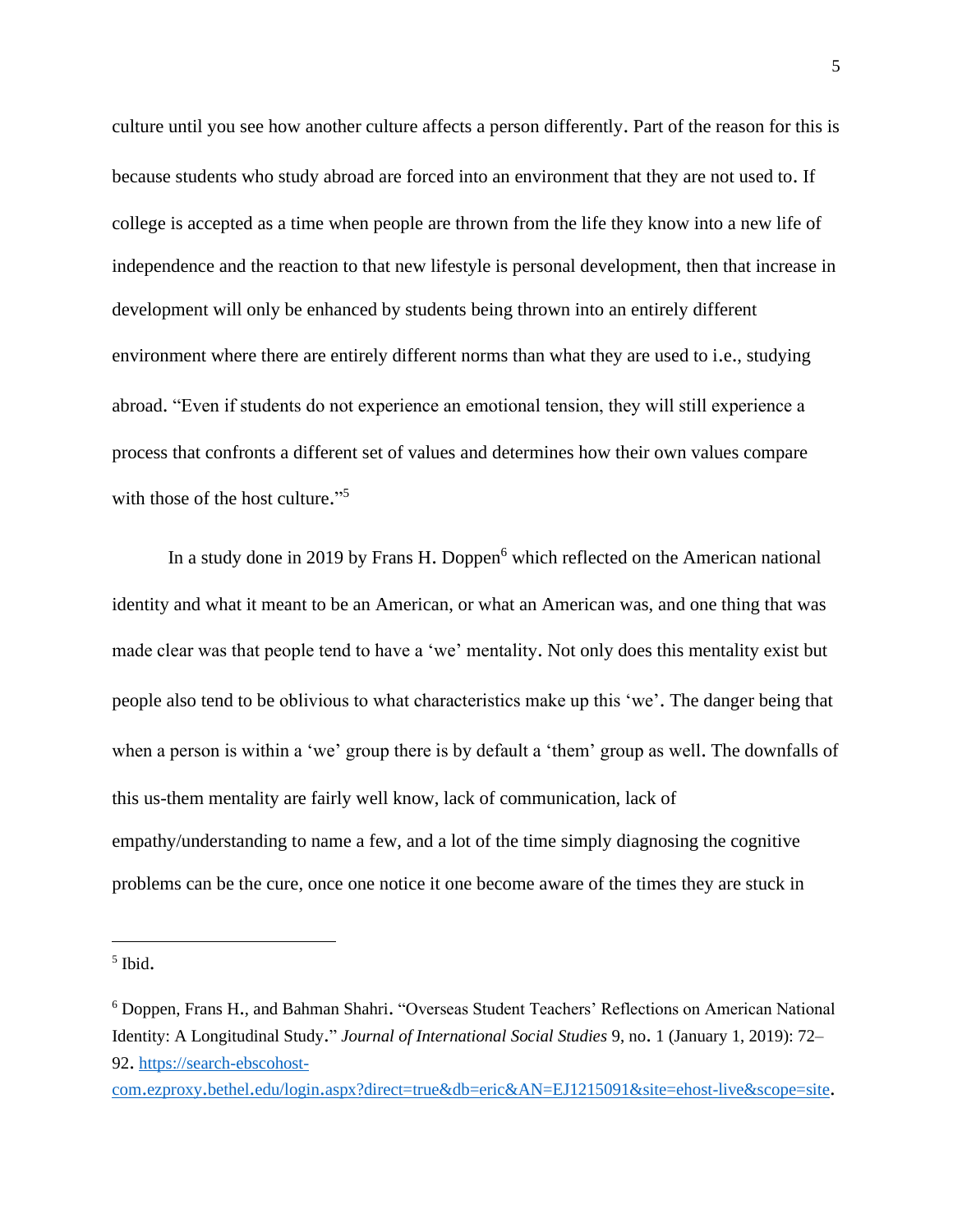culture until you see how another culture affects a person differently. Part of the reason for this is because students who study abroad are forced into an environment that they are not used to. If college is accepted as a time when people are thrown from the life they know into a new life of independence and the reaction to that new lifestyle is personal development, then that increase in development will only be enhanced by students being thrown into an entirely different environment where there are entirely different norms than what they are used to i.e., studying abroad. “Even if students do not experience an emotional tension, they will still experience a process that confronts a different set of values and determines how their own values compare with those of the host culture.”[5]

In a study done in 2019 by Frans H. Doppen[6] which reflected on the American national identity and what it meant to be an American, or what an American was, and one thing that was made clear was that people tend to have a ‘we’ mentality. Not only does this mentality exist but people also tend to be oblivious to what characteristics make up this ‘we’. The danger being that when a person is within a ‘we’ group there is by default a ‘them’ group as well. The downfalls of this us-them mentality are fairly well know, lack of communication, lack of empathy/understanding to name a few, and a lot of the time simply diagnosing the cognitive problems can be the cure, once one notice it one become aware of the times they are stuck in

---

[5] Ibid.

[6] Doppen, Frans H., and Bahman Shahri. “Overseas Student Teachers’ Reflections on American National Identity: A Longitudinal Study.” *Journal of International Social Studies* 9, no. 1 (January 1, 2019): 72–92. https://search-ebscohost-com.ezproxy.bethel.edu/login.aspx?direct=true&db=eric&AN=EJ1215091&site=ehost-live&scope=site.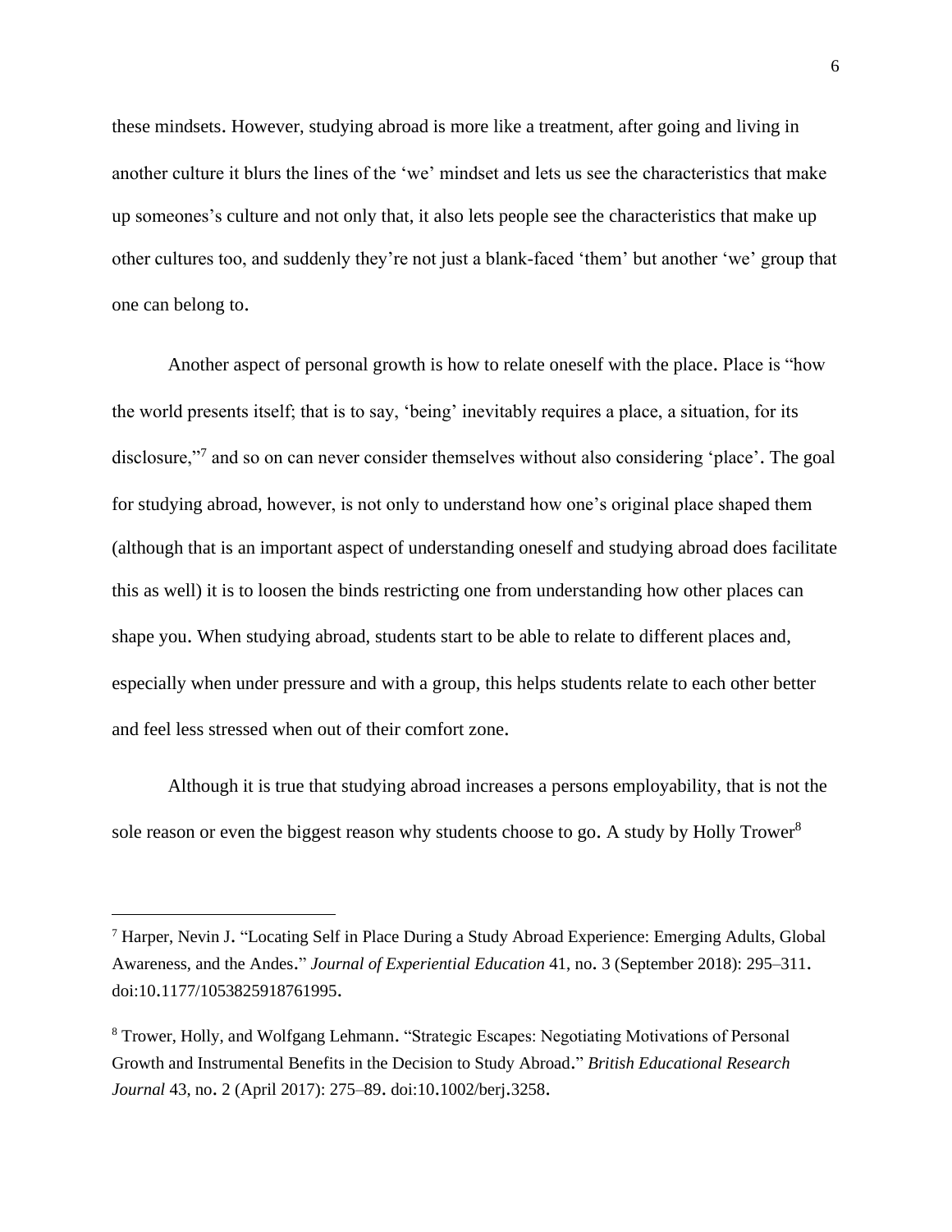these mindsets. However, studying abroad is more like a treatment, after going and living in another culture it blurs the lines of the 'we' mindset and lets us see the characteristics that make up someones's culture and not only that, it also lets people see the characteristics that make up other cultures too, and suddenly they're not just a blank-faced 'them' but another 'we' group that one can belong to.

Another aspect of personal growth is how to relate oneself with the place. Place is "how the world presents itself; that is to say, 'being' inevitably requires a place, a situation, for its disclosure,"[7] and so on can never consider themselves without also considering 'place'. The goal for studying abroad, however, is not only to understand how one's original place shaped them (although that is an important aspect of understanding oneself and studying abroad does facilitate this as well) it is to loosen the binds restricting one from understanding how other places can shape you. When studying abroad, students start to be able to relate to different places and, especially when under pressure and with a group, this helps students relate to each other better and feel less stressed when out of their comfort zone.

Although it is true that studying abroad increases a persons employability, that is not the sole reason or even the biggest reason why students choose to go. A study by Holly Trower[8]

---

[7] Harper, Nevin J. "Locating Self in Place During a Study Abroad Experience: Emerging Adults, Global Awareness, and the Andes." *Journal of Experiential Education* 41, no. 3 (September 2018): 295–311. doi:10.1177/1053825918761995.

[8] Trower, Holly, and Wolfgang Lehmann. "Strategic Escapes: Negotiating Motivations of Personal Growth and Instrumental Benefits in the Decision to Study Abroad." *British Educational Research Journal* 43, no. 2 (April 2017): 275–89. doi:10.1002/berj.3258.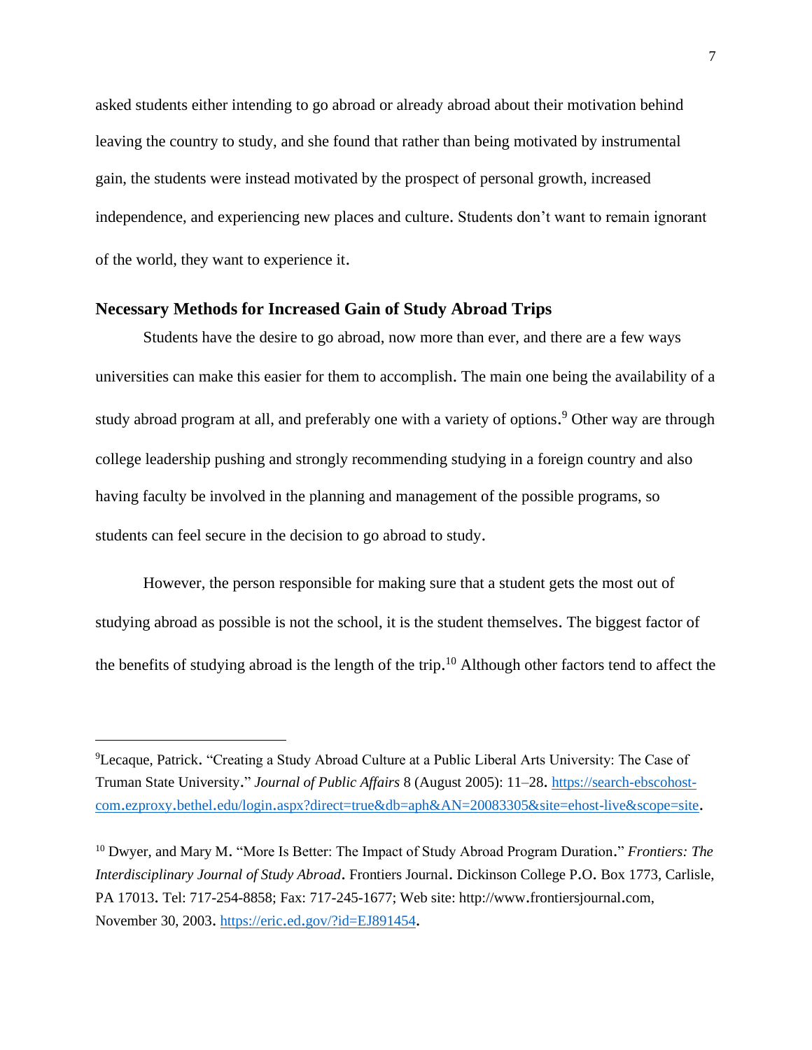asked students either intending to go abroad or already abroad about their motivation behind leaving the country to study, and she found that rather than being motivated by instrumental gain, the students were instead motivated by the prospect of personal growth, increased independence, and experiencing new places and culture. Students don't want to remain ignorant of the world, they want to experience it.

### Necessary Methods for Increased Gain of Study Abroad Trips

Students have the desire to go abroad, now more than ever, and there are a few ways universities can make this easier for them to accomplish. The main one being the availability of a study abroad program at all, and preferably one with a variety of options.[9] Other way are through college leadership pushing and strongly recommending studying in a foreign country and also having faculty be involved in the planning and management of the possible programs, so students can feel secure in the decision to go abroad to study.

However, the person responsible for making sure that a student gets the most out of studying abroad as possible is not the school, it is the student themselves. The biggest factor of the benefits of studying abroad is the length of the trip.[10] Although other factors tend to affect the

---

[9]Lecaque, Patrick. "Creating a Study Abroad Culture at a Public Liberal Arts University: The Case of Truman State University." *Journal of Public Affairs* 8 (August 2005): 11–28. https://search-ebscohost-com.ezproxy.bethel.edu/login.aspx?direct=true&db=aph&AN=20083305&site=ehost-live&scope=site.

[10] Dwyer, and Mary M. "More Is Better: The Impact of Study Abroad Program Duration." *Frontiers: The Interdisciplinary Journal of Study Abroad*. Frontiers Journal. Dickinson College P.O. Box 1773, Carlisle, PA 17013. Tel: 717-254-8858; Fax: 717-245-1677; Web site: http://www.frontiersjournal.com, November 30, 2003. https://eric.ed.gov/?id=EJ891454.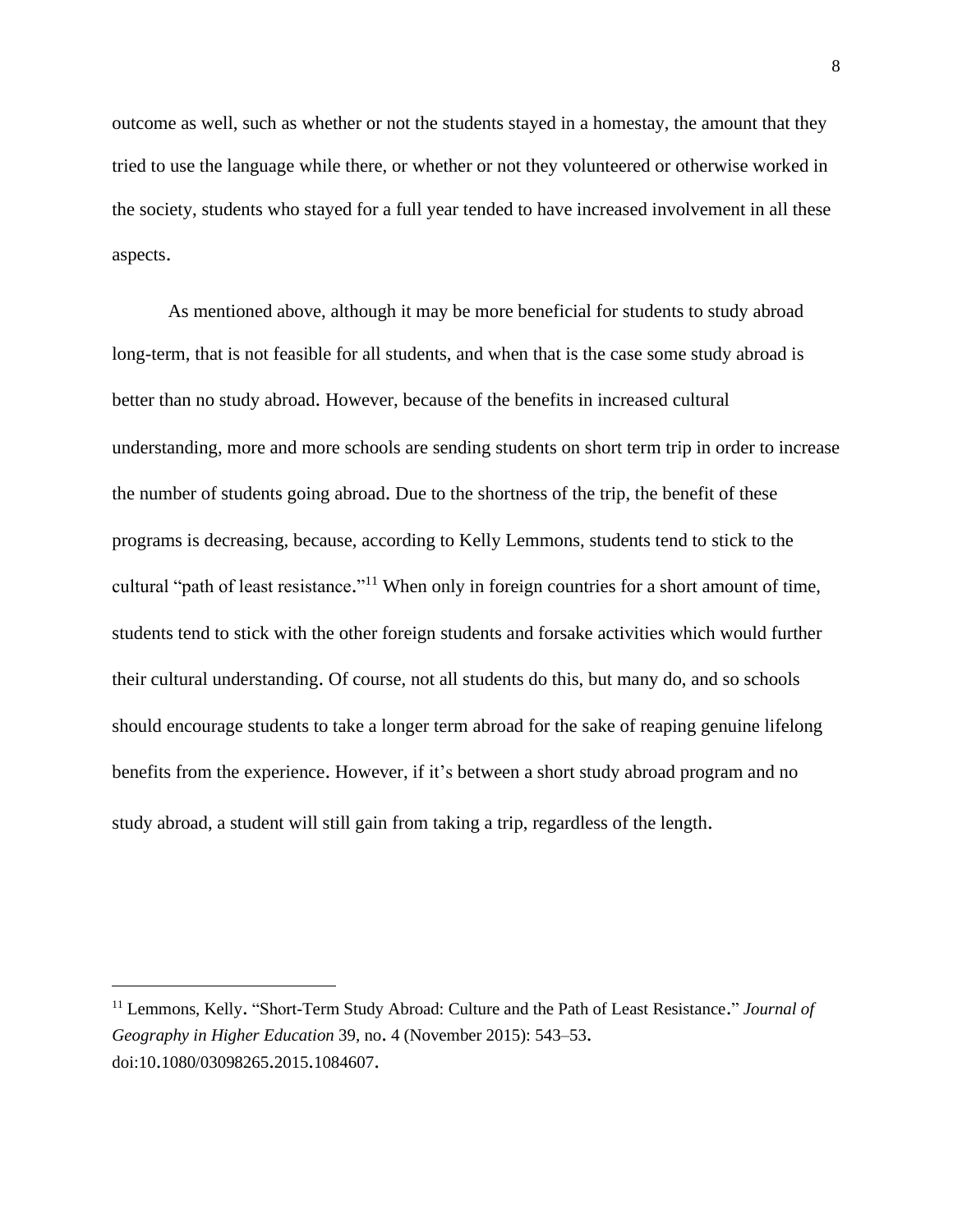outcome as well, such as whether or not the students stayed in a homestay, the amount that they tried to use the language while there, or whether or not they volunteered or otherwise worked in the society, students who stayed for a full year tended to have increased involvement in all these aspects.

As mentioned above, although it may be more beneficial for students to study abroad long-term, that is not feasible for all students, and when that is the case some study abroad is better than no study abroad. However, because of the benefits in increased cultural understanding, more and more schools are sending students on short term trip in order to increase the number of students going abroad. Due to the shortness of the trip, the benefit of these programs is decreasing, because, according to Kelly Lemmons, students tend to stick to the cultural "path of least resistance."[11] When only in foreign countries for a short amount of time, students tend to stick with the other foreign students and forsake activities which would further their cultural understanding. Of course, not all students do this, but many do, and so schools should encourage students to take a longer term abroad for the sake of reaping genuine lifelong benefits from the experience. However, if it's between a short study abroad program and no study abroad, a student will still gain from taking a trip, regardless of the length.

---

[11] Lemmons, Kelly. "Short-Term Study Abroad: Culture and the Path of Least Resistance." *Journal of Geography in Higher Education* 39, no. 4 (November 2015): 543–53. doi:10.1080/03098265.2015.1084607.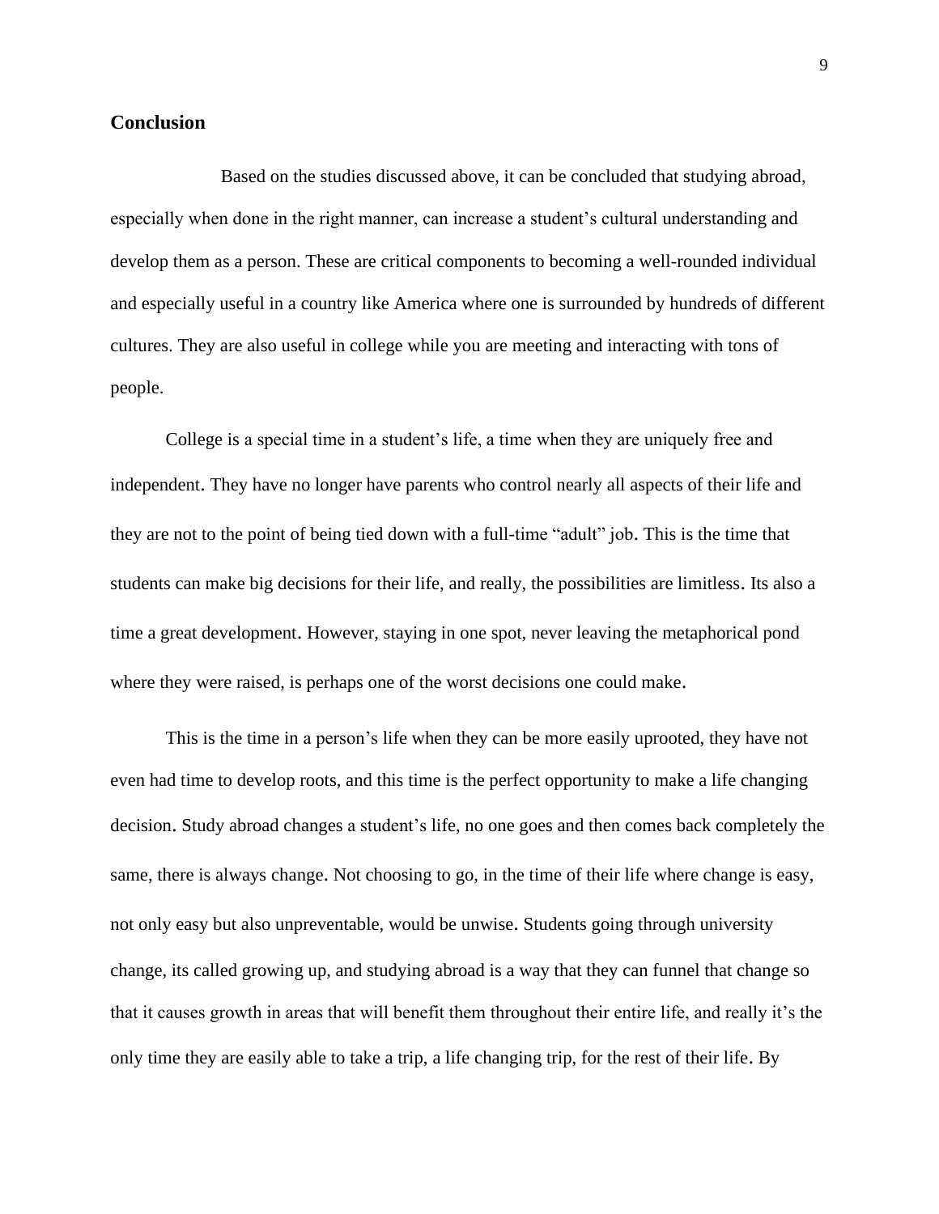## Conclusion

Based on the studies discussed above, it can be concluded that studying abroad, especially when done in the right manner, can increase a student's cultural understanding and develop them as a person. These are critical components to becoming a well-rounded individual and especially useful in a country like America where one is surrounded by hundreds of different cultures. They are also useful in college while you are meeting and interacting with tons of people.

College is a special time in a student's life, a time when they are uniquely free and independent. They have no longer have parents who control nearly all aspects of their life and they are not to the point of being tied down with a full-time "adult" job. This is the time that students can make big decisions for their life, and really, the possibilities are limitless. Its also a time a great development. However, staying in one spot, never leaving the metaphorical pond where they were raised, is perhaps one of the worst decisions one could make.

This is the time in a person's life when they can be more easily uprooted, they have not even had time to develop roots, and this time is the perfect opportunity to make a life changing decision. Study abroad changes a student's life, no one goes and then comes back completely the same, there is always change. Not choosing to go, in the time of their life where change is easy, not only easy but also unpreventable, would be unwise. Students going through university change, its called growing up, and studying abroad is a way that they can funnel that change so that it causes growth in areas that will benefit them throughout their entire life, and really it's the only time they are easily able to take a trip, a life changing trip, for the rest of their life. By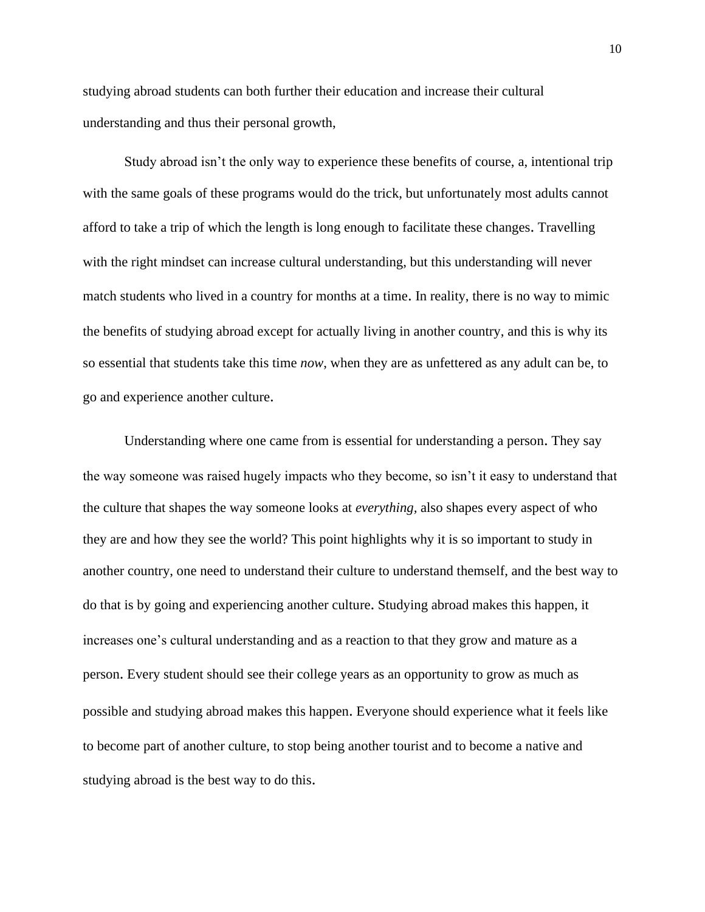studying abroad students can both further their education and increase their cultural understanding and thus their personal growth,

Study abroad isn't the only way to experience these benefits of course, a, intentional trip with the same goals of these programs would do the trick, but unfortunately most adults cannot afford to take a trip of which the length is long enough to facilitate these changes. Travelling with the right mindset can increase cultural understanding, but this understanding will never match students who lived in a country for months at a time. In reality, there is no way to mimic the benefits of studying abroad except for actually living in another country, and this is why its so essential that students take this time *now*, when they are as unfettered as any adult can be, to go and experience another culture.

Understanding where one came from is essential for understanding a person. They say the way someone was raised hugely impacts who they become, so isn't it easy to understand that the culture that shapes the way someone looks at *everything*, also shapes every aspect of who they are and how they see the world? This point highlights why it is so important to study in another country, one need to understand their culture to understand themself, and the best way to do that is by going and experiencing another culture. Studying abroad makes this happen, it increases one's cultural understanding and as a reaction to that they grow and mature as a person. Every student should see their college years as an opportunity to grow as much as possible and studying abroad makes this happen. Everyone should experience what it feels like to become part of another culture, to stop being another tourist and to become a native and studying abroad is the best way to do this.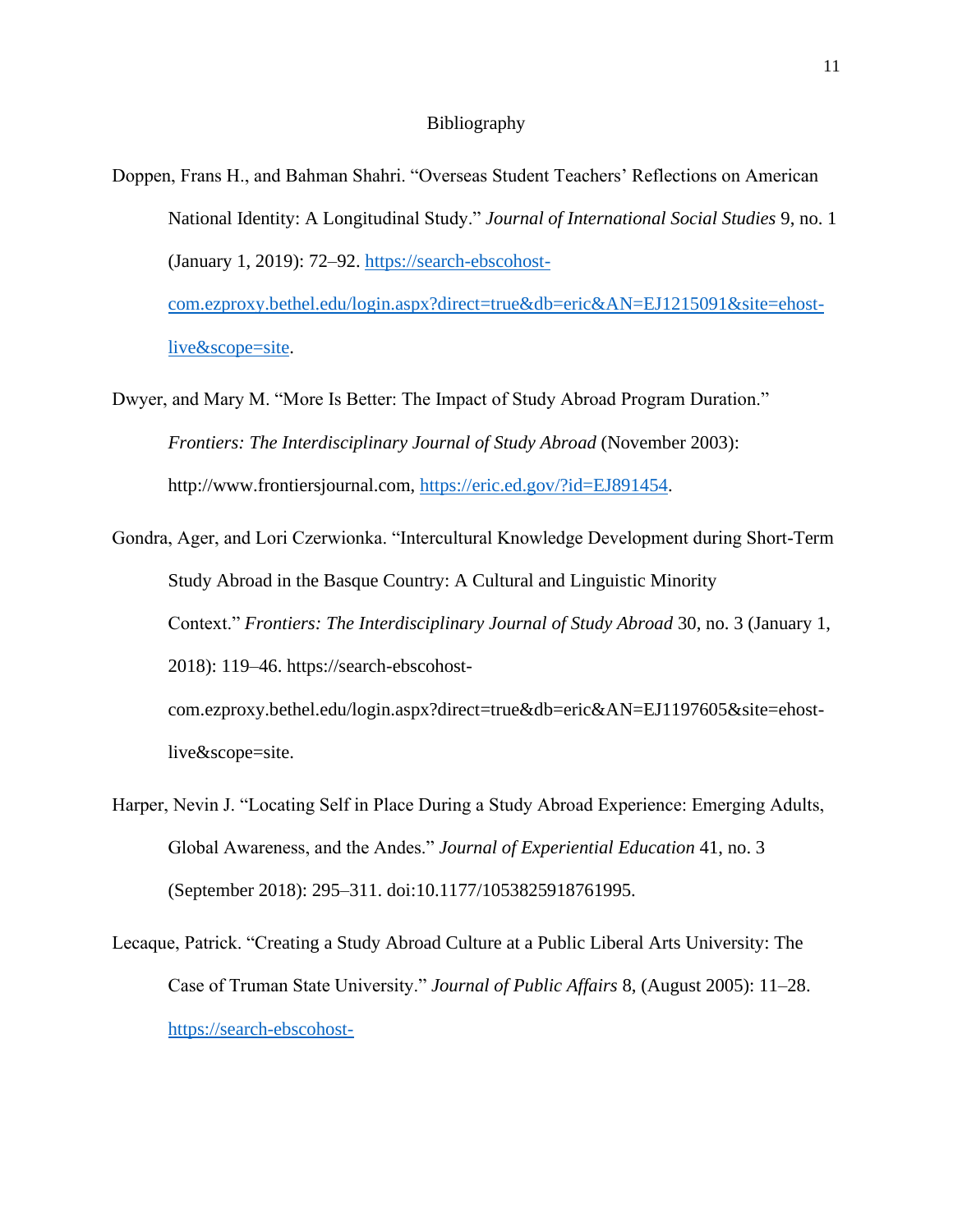# Bibliography

Doppen, Frans H., and Bahman Shahri. "Overseas Student Teachers' Reflections on American National Identity: A Longitudinal Study." *Journal of International Social Studies* 9, no. 1 (January 1, 2019): 72–92. https://search-ebscohost-com.ezproxy.bethel.edu/login.aspx?direct=true&db=eric&AN=EJ1215091&site=ehost-live&scope=site.

Dwyer, and Mary M. "More Is Better: The Impact of Study Abroad Program Duration." *Frontiers: The Interdisciplinary Journal of Study Abroad* (November 2003): http://www.frontiersjournal.com, https://eric.ed.gov/?id=EJ891454.

Gondra, Ager, and Lori Czerwionka. "Intercultural Knowledge Development during Short-Term Study Abroad in the Basque Country: A Cultural and Linguistic Minority Context." *Frontiers: The Interdisciplinary Journal of Study Abroad* 30, no. 3 (January 1, 2018): 119–46. https://search-ebscohost-com.ezproxy.bethel.edu/login.aspx?direct=true&db=eric&AN=EJ1197605&site=ehost-live&scope=site.

Harper, Nevin J. "Locating Self in Place During a Study Abroad Experience: Emerging Adults, Global Awareness, and the Andes." *Journal of Experiential Education* 41, no. 3 (September 2018): 295–311. doi:10.1177/1053825918761995.

Lecaque, Patrick. "Creating a Study Abroad Culture at a Public Liberal Arts University: The Case of Truman State University." *Journal of Public Affairs* 8, (August 2005): 11–28. https://search-ebscohost-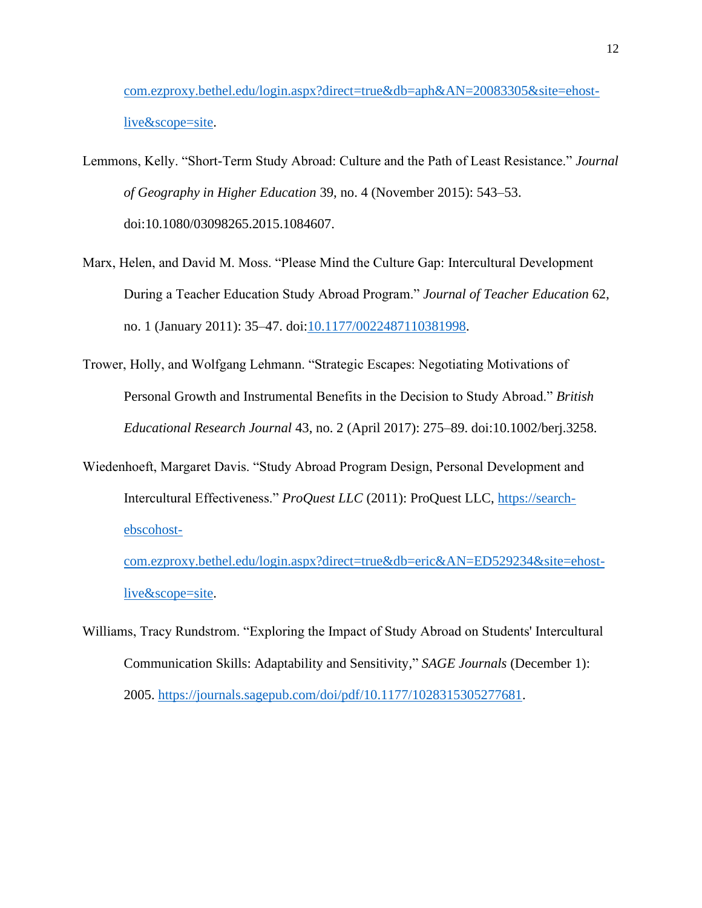com.ezproxy.bethel.edu/login.aspx?direct=true&db=aph&AN=20083305&site=ehost-live&scope=site.

Lemmons, Kelly. "Short-Term Study Abroad: Culture and the Path of Least Resistance." *Journal of Geography in Higher Education* 39, no. 4 (November 2015): 543–53. doi:10.1080/03098265.2015.1084607.

Marx, Helen, and David M. Moss. "Please Mind the Culture Gap: Intercultural Development During a Teacher Education Study Abroad Program." *Journal of Teacher Education* 62, no. 1 (January 2011): 35–47. doi:10.1177/0022487110381998.

Trower, Holly, and Wolfgang Lehmann. "Strategic Escapes: Negotiating Motivations of Personal Growth and Instrumental Benefits in the Decision to Study Abroad." *British Educational Research Journal* 43, no. 2 (April 2017): 275–89. doi:10.1002/berj.3258.

Wiedenhoeft, Margaret Davis. "Study Abroad Program Design, Personal Development and Intercultural Effectiveness." *ProQuest LLC* (2011): ProQuest LLC, https://search-ebscohost-com.ezproxy.bethel.edu/login.aspx?direct=true&db=eric&AN=ED529234&site=ehost-live&scope=site.

Williams, Tracy Rundstrom. "Exploring the Impact of Study Abroad on Students' Intercultural Communication Skills: Adaptability and Sensitivity," *SAGE Journals* (December 1): 2005. https://journals.sagepub.com/doi/pdf/10.1177/1028315305277681.